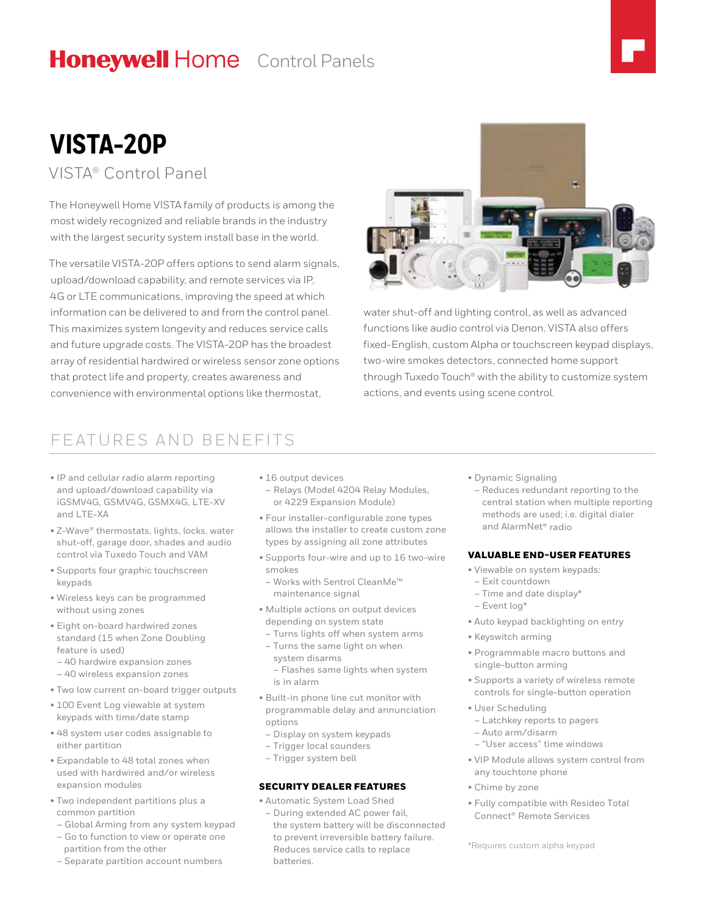# Honeywell Home Control Panels

# VISTA-20P

## VISTA® Control Panel

The Honeywell Home VISTA family of products is among the most widely recognized and reliable brands in the industry with the largest security system install base in the world.

The versatile VISTA-20P offers options to send alarm signals, upload/download capability, and remote services via IP, 4G or LTE communications, improving the speed at which information can be delivered to and from the control panel. This maximizes system longevity and reduces service calls and future upgrade costs. The VISTA-20P has the broadest array of residential hardwired or wireless sensor zone options that protect life and property, creates awareness and convenience with environmental options like thermostat, water shut-off and lighting control, as well as advanced functions like audio control via Denon. VISTA also offers fixed-English, custom Alpha or touchscreen keypad displays, two-wire smokes detectors, connected home support through Tuxedo Touch® with the ability to customize system actions, and events using scene control.

## FEATURES AND BENEFITS

- IP and cellular radio alarm reporting and upload/download capability via iGSMV4G, GSMV4G, GSMX4G, LTE-XV and LTE-XA
- Z-Wave® thermostats, lights, locks, water shut-off, garage door, shades and audio control via Tuxedo Touch and VAM
- Supports four graphic touchscreen keypads
- Wireless keys can be programmed without using zones
- Eight on-board hardwired zones standard (15 when Zone Doubling feature is used)
  - 40 hardwired expansion zones
  - 40 wireless expansion zones
- Two low current on-board trigger outputs
- 100 Event Log viewable at system keypads with time/date stamp
- 48 system user codes assignable to either partition
- Expandable to 48 total zones when used with hardwired and/or wireless expansion modules
- Two independent partitions plus a common partition
  - Global Arming from any system keypad
  - Go to function to view or operate one partition from the other
  - Separate partition account numbers
- 16 output devices
  - Relays (Model 4204 Relay Modules, or 4229 Expansion Module)
- Four installer-configurable zone types allows the installer to create custom zone types by assigning all zone attributes
- Supports four-wire and up to 16 two-wire smokes
  - Works with Sentrol CleanMe™ maintenance signal
- Multiple actions on output devices depending on system state
  - Turns lights off when system arms
  - Turns the same light on when system disarms
    - Flashes same lights when system is in alarm
- Built-in phone line cut monitor with programmable delay and annunciation options
  - Display on system keypads
  - Trigger local sounders
  - Trigger system bell

### SECURITY DEALER FEATURES

- Automatic System Load Shed
  - During extended AC power fail, the system battery will be disconnected to prevent irreversible battery failure. Reduces service calls to replace batteries.
- Dynamic Signaling
  - Reduces redundant reporting to the central station when multiple reporting methods are used; i.e. digital dialer and AlarmNet® radio

### VALUABLE END-USER FEATURES

- Viewable on system keypads:
  - Exit countdown
  - Time and date display*
  - Event log*
- Auto keypad backlighting on entry
- Keyswitch arming
- Programmable macro buttons and single-button arming
- Supports a variety of wireless remote controls for single-button operation
- User Scheduling
  - Latchkey reports to pagers
  - Auto arm/disarm
  - "User access" time windows
- VIP Module allows system control from any touchtone phone
- Chime by zone
- Fully compatible with Resideo Total Connect® Remote Services

*Requires custom alpha keypad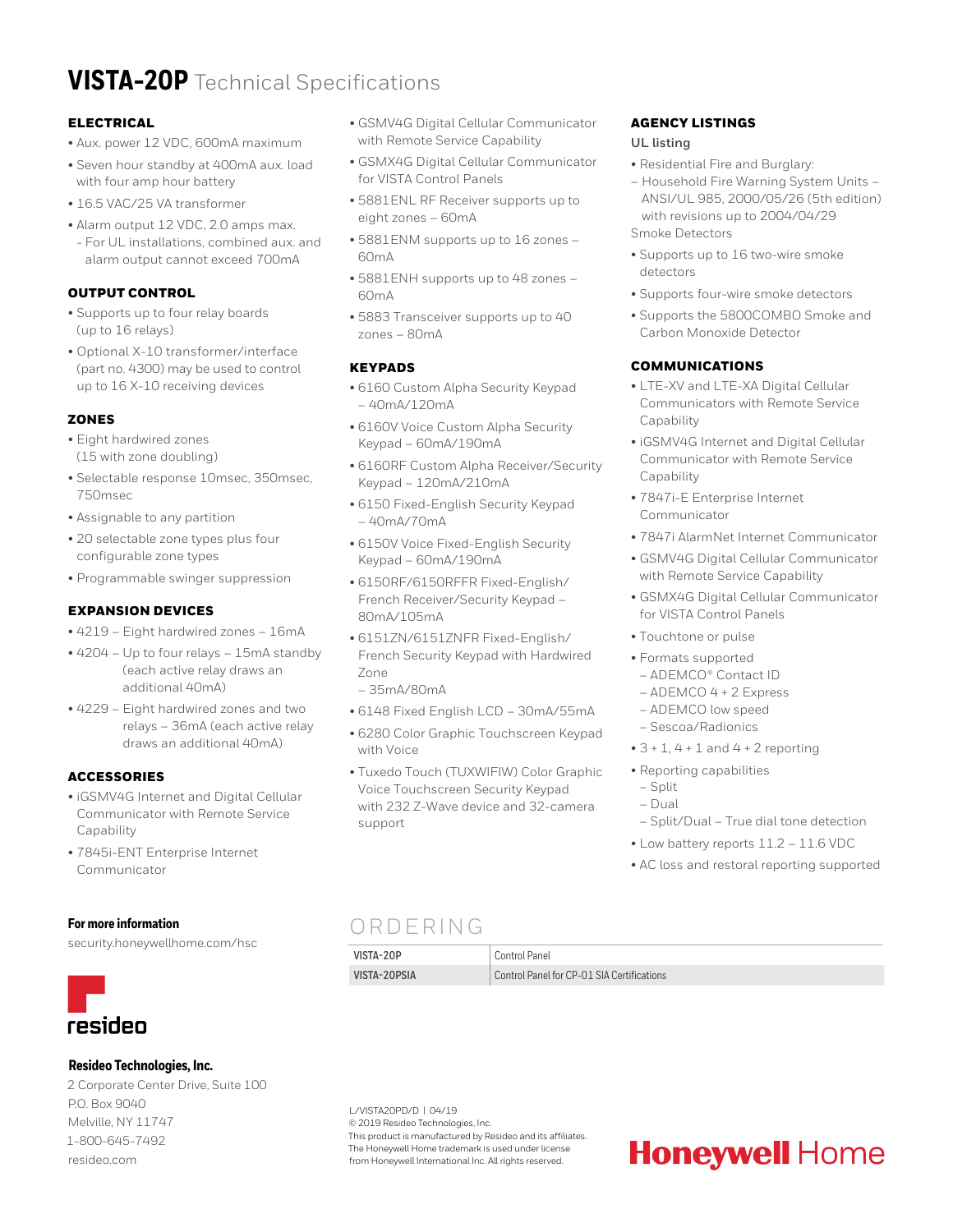# VISTA-20P Technical Specifications

### ELECTRICAL

- Aux. power 12 VDC, 600mA maximum
- Seven hour standby at 400mA aux. load with four amp hour battery
- 16.5 VAC/25 VA transformer
- Alarm output 12 VDC, 2.0 amps max.
  - For UL installations, combined aux. and alarm output cannot exceed 700mA

### OUTPUT CONTROL

- Supports up to four relay boards (up to 16 relays)
- Optional X-10 transformer/interface (part no. 4300) may be used to control up to 16 X-10 receiving devices

### ZONES

- Eight hardwired zones (15 with zone doubling)
- Selectable response 10msec, 350msec, 750msec
- Assignable to any partition
- 20 selectable zone types plus four configurable zone types
- Programmable swinger suppression

### EXPANSION DEVICES

- 4219 – Eight hardwired zones – 16mA
- 4204 – Up to four relays – 15mA standby (each active relay draws an additional 40mA)
- 4229 – Eight hardwired zones and two relays – 36mA (each active relay draws an additional 40mA)

### ACCESSORIES

- iGSMV4G Internet and Digital Cellular Communicator with Remote Service Capability
- 7845i-ENT Enterprise Internet Communicator
- GSMV4G Digital Cellular Communicator with Remote Service Capability
- GSMX4G Digital Cellular Communicator for VISTA Control Panels
- 5881ENL RF Receiver supports up to eight zones – 60mA
- 5881ENM supports up to 16 zones – 60mA
- 5881ENH supports up to 48 zones – 60mA
- 5883 Transceiver supports up to 40 zones – 80mA

### KEYPADS

- 6160 Custom Alpha Security Keypad – 40mA/120mA
- 6160V Voice Custom Alpha Security Keypad – 60mA/190mA
- 6160RF Custom Alpha Receiver/Security Keypad – 120mA/210mA
- 6150 Fixed-English Security Keypad – 40mA/70mA
- 6150V Voice Fixed-English Security Keypad – 60mA/190mA
- 6150RF/6150RFFR Fixed-English/ French Receiver/Security Keypad – 80mA/105mA
- 6151ZN/6151ZNFR Fixed-English/ French Security Keypad with Hardwired Zone – 35mA/80mA
- 6148 Fixed English LCD – 30mA/55mA
- 6280 Color Graphic Touchscreen Keypad with Voice
- Tuxedo Touch (TUXWIFIW) Color Graphic Voice Touchscreen Security Keypad with 232 Z-Wave device and 32-camera support

### AGENCY LISTINGS

UL listing

- Residential Fire and Burglary:
  - Household Fire Warning System Units – ANSI/UL 985, 2000/05/26 (5th edition) with revisions up to 2004/04/29

Smoke Detectors

- Supports up to 16 two-wire smoke detectors
- Supports four-wire smoke detectors
- Supports the 5800COMBO Smoke and Carbon Monoxide Detector

### COMMUNICATIONS

- LTE-XV and LTE-XA Digital Cellular Communicators with Remote Service Capability
- iGSMV4G Internet and Digital Cellular Communicator with Remote Service Capability
- 7847i-E Enterprise Internet Communicator
- 7847i AlarmNet Internet Communicator
- GSMV4G Digital Cellular Communicator with Remote Service Capability
- GSMX4G Digital Cellular Communicator for VISTA Control Panels
- Touchtone or pulse
- Formats supported
  - ADEMCO® Contact ID
  - ADEMCO 4 + 2 Express
  - ADEMCO low speed
  - Sescoa/Radionics
- 3 + 1, 4 + 1 and 4 + 2 reporting
- Reporting capabilities
  - Split
  - Dual
  - Split/Dual – True dial tone detection
- Low battery reports 11.2 – 11.6 VDC
- AC loss and restoral reporting supported

**For more information**

security.honeywellhome.com/hsc

## ORDERING

| | |
|---|---|
| VISTA-20P | Control Panel |
| VISTA-20PSIA | Control Panel for CP-01 SIA Certifications |

resideo

**Resideo Technologies, Inc.**
2 Corporate Center Drive, Suite 100
P.O. Box 9040
Melville, NY 11747
1-800-645-7492
resideo.com

L/VISTA20PD/D | 04/19
© 2019 Resideo Technologies, Inc.
This product is manufactured by Resideo and its affiliates.
The Honeywell Home trademark is used under license from Honeywell International Inc. All rights reserved.

Honeywell Home